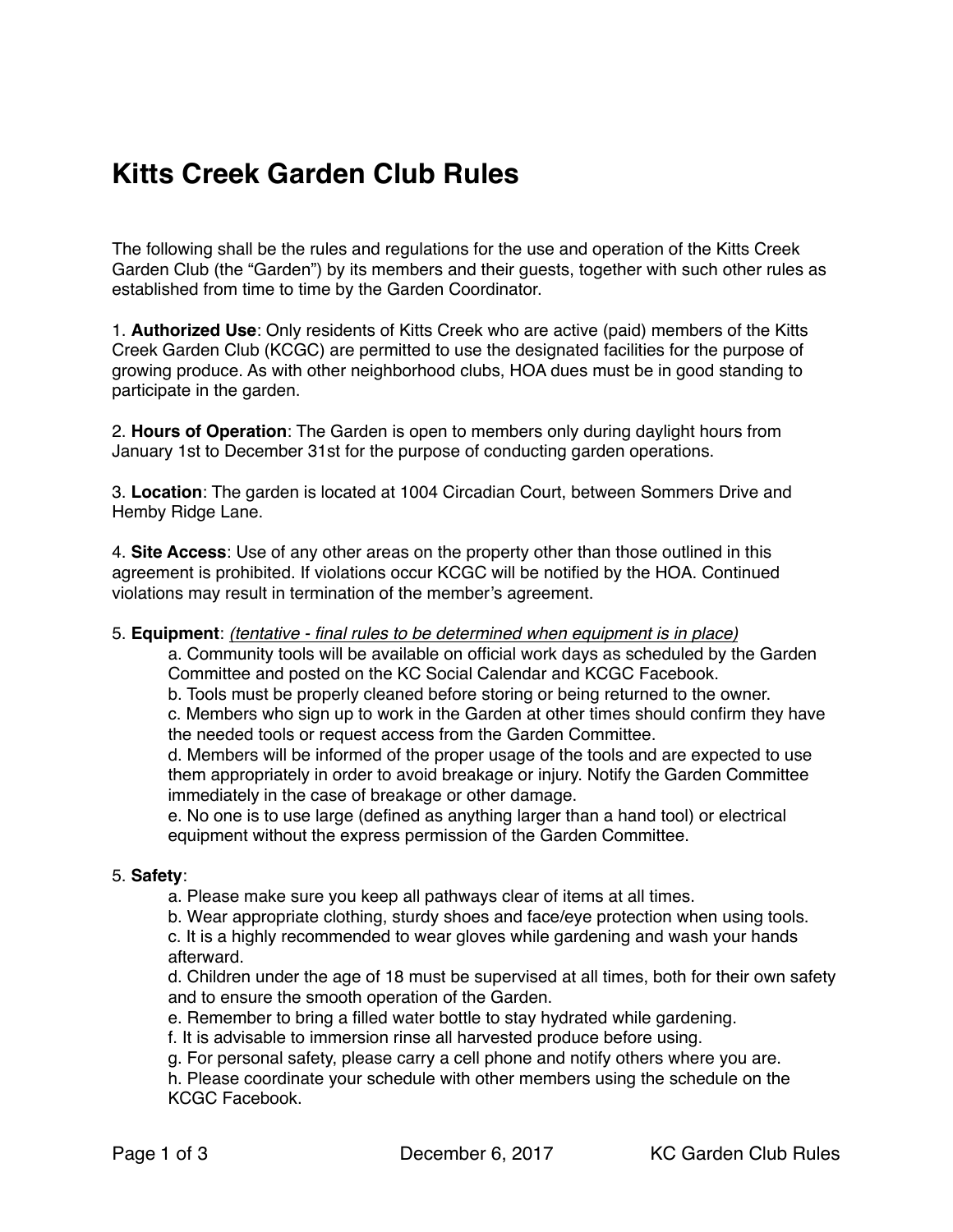# Kitts Creek Garden Club Rules

The following shall be the rules and regulations for the use and operation of the Kitts Creek Garden Club (the "Garden") by its members and their guests, together with such other rules as established from time to time by the Garden Coordinator.

1. **Authorized Use**: Only residents of Kitts Creek who are active (paid) members of the Kitts Creek Garden Club (KCGC) are permitted to use the designated facilities for the purpose of growing produce. As with other neighborhood clubs, HOA dues must be in good standing to participate in the garden.

2. **Hours of Operation**: The Garden is open to members only during daylight hours from January 1st to December 31st for the purpose of conducting garden operations.

3. **Location**: The garden is located at 1004 Circadian Court, between Sommers Drive and Hemby Ridge Lane.

4. **Site Access**: Use of any other areas on the property other than those outlined in this agreement is prohibited. If violations occur KCGC will be notified by the HOA. Continued violations may result in termination of the member's agreement.

5. **Equipment**: *(tentative - final rules to be determined when equipment is in place)*

   a. Community tools will be available on official work days as scheduled by the Garden Committee and posted on the KC Social Calendar and KCGC Facebook.
   b. Tools must be properly cleaned before storing or being returned to the owner.
   c. Members who sign up to work in the Garden at other times should confirm they have the needed tools or request access from the Garden Committee.
   d. Members will be informed of the proper usage of the tools and are expected to use them appropriately in order to avoid breakage or injury. Notify the Garden Committee immediately in the case of breakage or other damage.
   e. No one is to use large (defined as anything larger than a hand tool) or electrical equipment without the express permission of the Garden Committee.

5. **Safety**:

   a. Please make sure you keep all pathways clear of items at all times.
   b. Wear appropriate clothing, sturdy shoes and face/eye protection when using tools.
   c. It is a highly recommended to wear gloves while gardening and wash your hands afterward.
   d. Children under the age of 18 must be supervised at all times, both for their own safety and to ensure the smooth operation of the Garden.
   e. Remember to bring a filled water bottle to stay hydrated while gardening.
   f. It is advisable to immersion rinse all harvested produce before using.
   g. For personal safety, please carry a cell phone and notify others where you are.
   h. Please coordinate your schedule with other members using the schedule on the KCGC Facebook.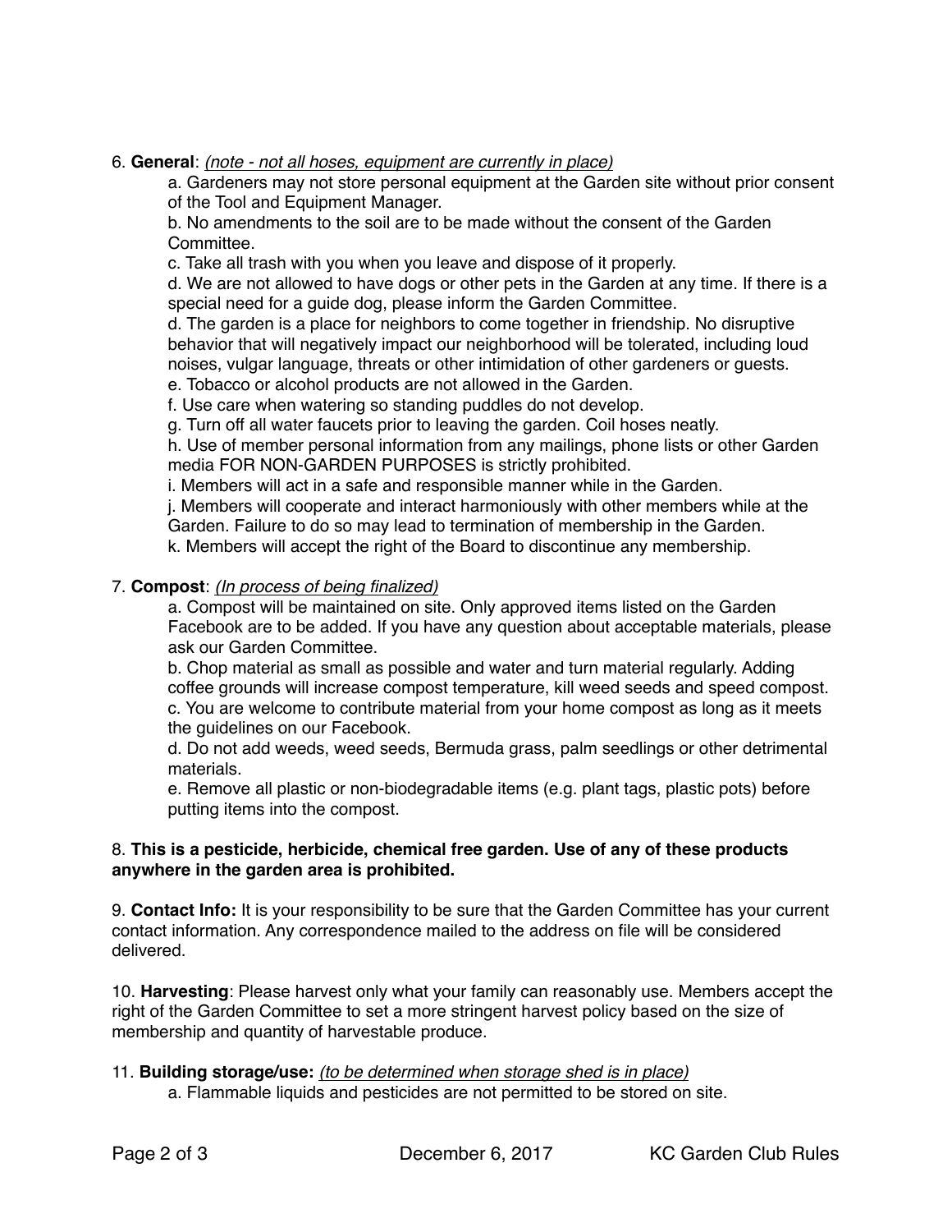6. **General**: *(note - not all hoses, equipment are currently in place)*

   a. Gardeners may not store personal equipment at the Garden site without prior consent of the Tool and Equipment Manager.
   b. No amendments to the soil are to be made without the consent of the Garden Committee.
   c. Take all trash with you when you leave and dispose of it properly.
   d. We are not allowed to have dogs or other pets in the Garden at any time. If there is a special need for a guide dog, please inform the Garden Committee.
   d. The garden is a place for neighbors to come together in friendship. No disruptive behavior that will negatively impact our neighborhood will be tolerated, including loud noises, vulgar language, threats or other intimidation of other gardeners or guests.
   e. Tobacco or alcohol products are not allowed in the Garden.
   f. Use care when watering so standing puddles do not develop.
   g. Turn off all water faucets prior to leaving the garden. Coil hoses neatly.
   h. Use of member personal information from any mailings, phone lists or other Garden media FOR NON-GARDEN PURPOSES is strictly prohibited.
   i. Members will act in a safe and responsible manner while in the Garden.
   j. Members will cooperate and interact harmoniously with other members while at the Garden. Failure to do so may lead to termination of membership in the Garden.
   k. Members will accept the right of the Board to discontinue any membership.

7. **Compost**: *(In process of being finalized)*

   a. Compost will be maintained on site. Only approved items listed on the Garden Facebook are to be added. If you have any question about acceptable materials, please ask our Garden Committee.
   b. Chop material as small as possible and water and turn material regularly. Adding coffee grounds will increase compost temperature, kill weed seeds and speed compost.
   c. You are welcome to contribute material from your home compost as long as it meets the guidelines on our Facebook.
   d. Do not add weeds, weed seeds, Bermuda grass, palm seedlings or other detrimental materials.
   e. Remove all plastic or non-biodegradable items (e.g. plant tags, plastic pots) before putting items into the compost.

8. **This is a pesticide, herbicide, chemical free garden. Use of any of these products anywhere in the garden area is prohibited.**

9. **Contact Info:** It is your responsibility to be sure that the Garden Committee has your current contact information. Any correspondence mailed to the address on file will be considered delivered.

10. **Harvesting**: Please harvest only what your family can reasonably use. Members accept the right of the Garden Committee to set a more stringent harvest policy based on the size of membership and quantity of harvestable produce.

11. **Building storage/use:** *(to be determined when storage shed is in place)*

   a. Flammable liquids and pesticides are not permitted to be stored on site.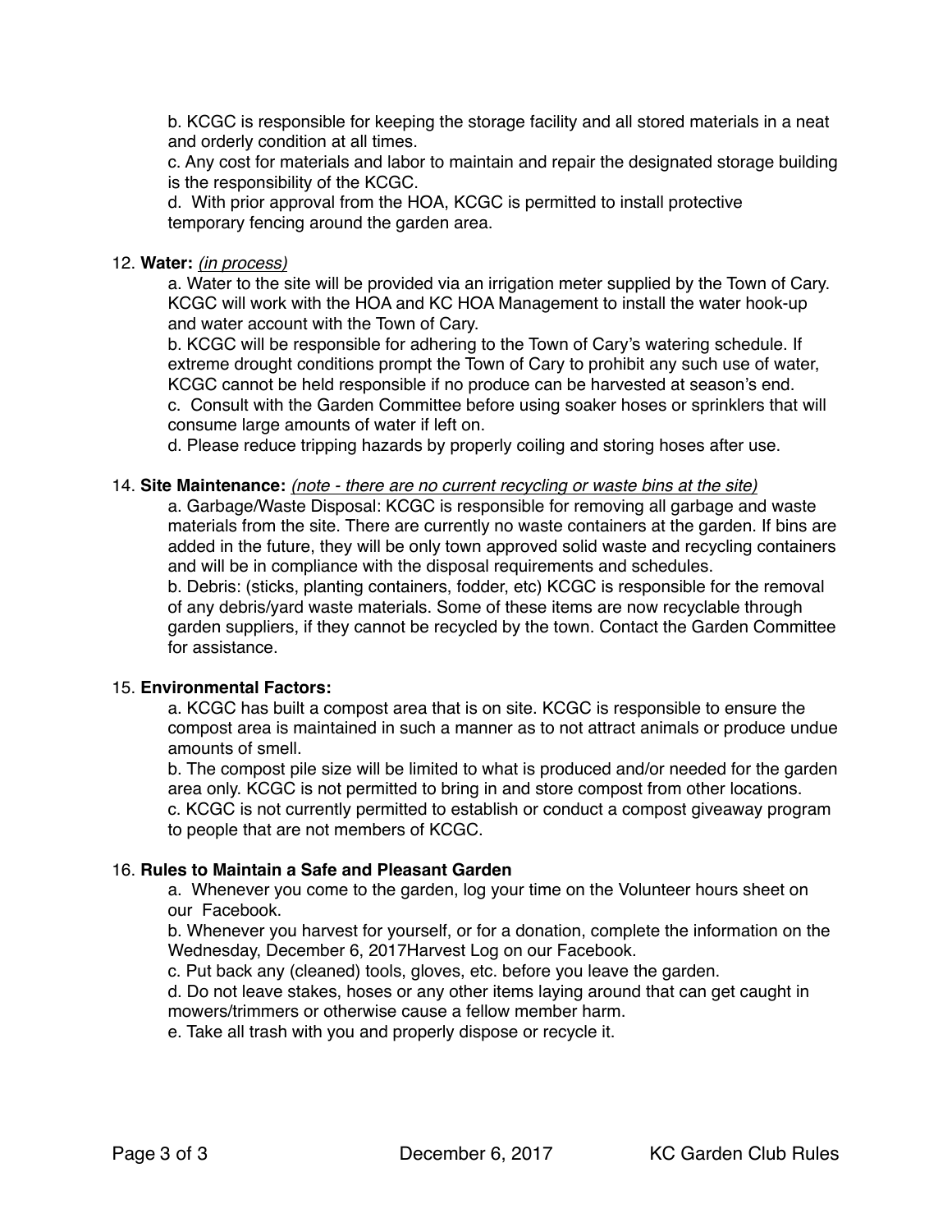b. KCGC is responsible for keeping the storage facility and all stored materials in a neat and orderly condition at all times.
c. Any cost for materials and labor to maintain and repair the designated storage building is the responsibility of the KCGC.
d. With prior approval from the HOA, KCGC is permitted to install protective temporary fencing around the garden area.

12. **Water:** *(in process)*
   a. Water to the site will be provided via an irrigation meter supplied by the Town of Cary. KCGC will work with the HOA and KC HOA Management to install the water hook-up and water account with the Town of Cary.
   b. KCGC will be responsible for adhering to the Town of Cary's watering schedule. If extreme drought conditions prompt the Town of Cary to prohibit any such use of water, KCGC cannot be held responsible if no produce can be harvested at season's end.
   c. Consult with the Garden Committee before using soaker hoses or sprinklers that will consume large amounts of water if left on.
   d. Please reduce tripping hazards by properly coiling and storing hoses after use.

14. **Site Maintenance:** *(note - there are no current recycling or waste bins at the site)*
   a. Garbage/Waste Disposal: KCGC is responsible for removing all garbage and waste materials from the site. There are currently no waste containers at the garden. If bins are added in the future, they will be only town approved solid waste and recycling containers and will be in compliance with the disposal requirements and schedules.
   b. Debris: (sticks, planting containers, fodder, etc) KCGC is responsible for the removal of any debris/yard waste materials. Some of these items are now recyclable through garden suppliers, if they cannot be recycled by the town. Contact the Garden Committee for assistance.

15. **Environmental Factors:**
   a. KCGC has built a compost area that is on site. KCGC is responsible to ensure the compost area is maintained in such a manner as to not attract animals or produce undue amounts of smell.
   b. The compost pile size will be limited to what is produced and/or needed for the garden area only. KCGC is not permitted to bring in and store compost from other locations.
   c. KCGC is not currently permitted to establish or conduct a compost giveaway program to people that are not members of KCGC.

16. **Rules to Maintain a Safe and Pleasant Garden**
   a. Whenever you come to the garden, log your time on the Volunteer hours sheet on our Facebook.
   b. Whenever you harvest for yourself, or for a donation, complete the information on the Wednesday, December 6, 2017Harvest Log on our Facebook.
   c. Put back any (cleaned) tools, gloves, etc. before you leave the garden.
   d. Do not leave stakes, hoses or any other items laying around that can get caught in mowers/trimmers or otherwise cause a fellow member harm.
   e. Take all trash with you and properly dispose or recycle it.